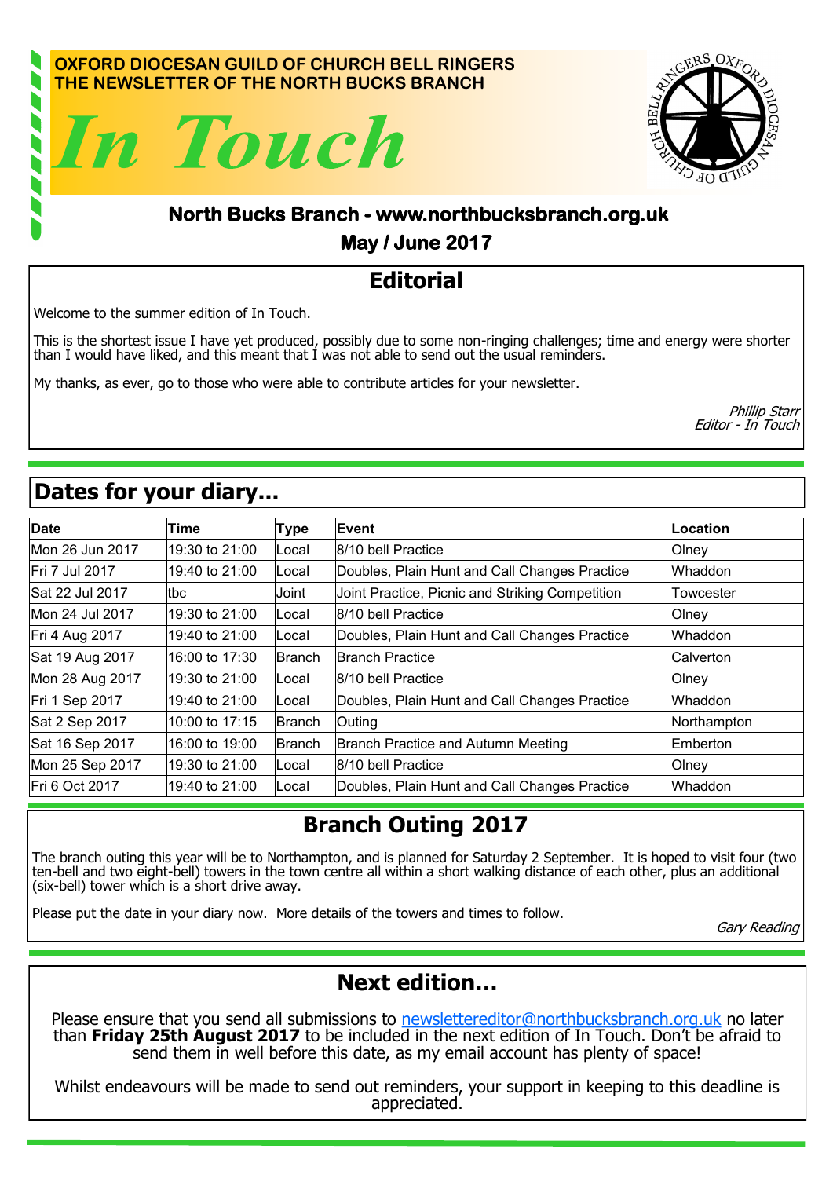OXFORD DIOCESAN GUILD OF CHURCH BELL RINGERS
THE NEWSLETTER OF THE NORTH BUCKS BRANCH

# *In Touch*

**North Bucks Branch - www.northbucksbranch.org.uk**

**May / June 2017**

## Editorial

Welcome to the summer edition of In Touch.

This is the shortest issue I have yet produced, possibly due to some non-ringing challenges; time and energy were shorter than I would have liked, and this meant that I was not able to send out the usual reminders.

My thanks, as ever, go to those who were able to contribute articles for your newsletter.

*Phillip Starr*
*Editor - In Touch*

## Dates for your diary...

| Date | Time | Type | Event | Location |
|---|---|---|---|---|
| Mon 26 Jun 2017 | 19:30 to 21:00 | Local | 8/10 bell Practice | Olney |
| Fri 7 Jul 2017 | 19:40 to 21:00 | Local | Doubles, Plain Hunt and Call Changes Practice | Whaddon |
| Sat 22 Jul 2017 | tbc | Joint | Joint Practice, Picnic and Striking Competition | Towcester |
| Mon 24 Jul 2017 | 19:30 to 21:00 | Local | 8/10 bell Practice | Olney |
| Fri 4 Aug 2017 | 19:40 to 21:00 | Local | Doubles, Plain Hunt and Call Changes Practice | Whaddon |
| Sat 19 Aug 2017 | 16:00 to 17:30 | Branch | Branch Practice | Calverton |
| Mon 28 Aug 2017 | 19:30 to 21:00 | Local | 8/10 bell Practice | Olney |
| Fri 1 Sep 2017 | 19:40 to 21:00 | Local | Doubles, Plain Hunt and Call Changes Practice | Whaddon |
| Sat 2 Sep 2017 | 10:00 to 17:15 | Branch | Outing | Northampton |
| Sat 16 Sep 2017 | 16:00 to 19:00 | Branch | Branch Practice and Autumn Meeting | Emberton |
| Mon 25 Sep 2017 | 19:30 to 21:00 | Local | 8/10 bell Practice | Olney |
| Fri 6 Oct 2017 | 19:40 to 21:00 | Local | Doubles, Plain Hunt and Call Changes Practice | Whaddon |

## Branch Outing 2017

The branch outing this year will be to Northampton, and is planned for Saturday 2 September. It is hoped to visit four (two ten-bell and two eight-bell) towers in the town centre all within a short walking distance of each other, plus an additional (six-bell) tower which is a short drive away.

Please put the date in your diary now. More details of the towers and times to follow.

*Gary Reading*

## Next edition...

Please ensure that you send all submissions to newslettereditor@northbucksbranch.org.uk no later than **Friday 25th August 2017** to be included in the next edition of In Touch. Don't be afraid to send them in well before this date, as my email account has plenty of space!

Whilst endeavours will be made to send out reminders, your support in keeping to this deadline is appreciated.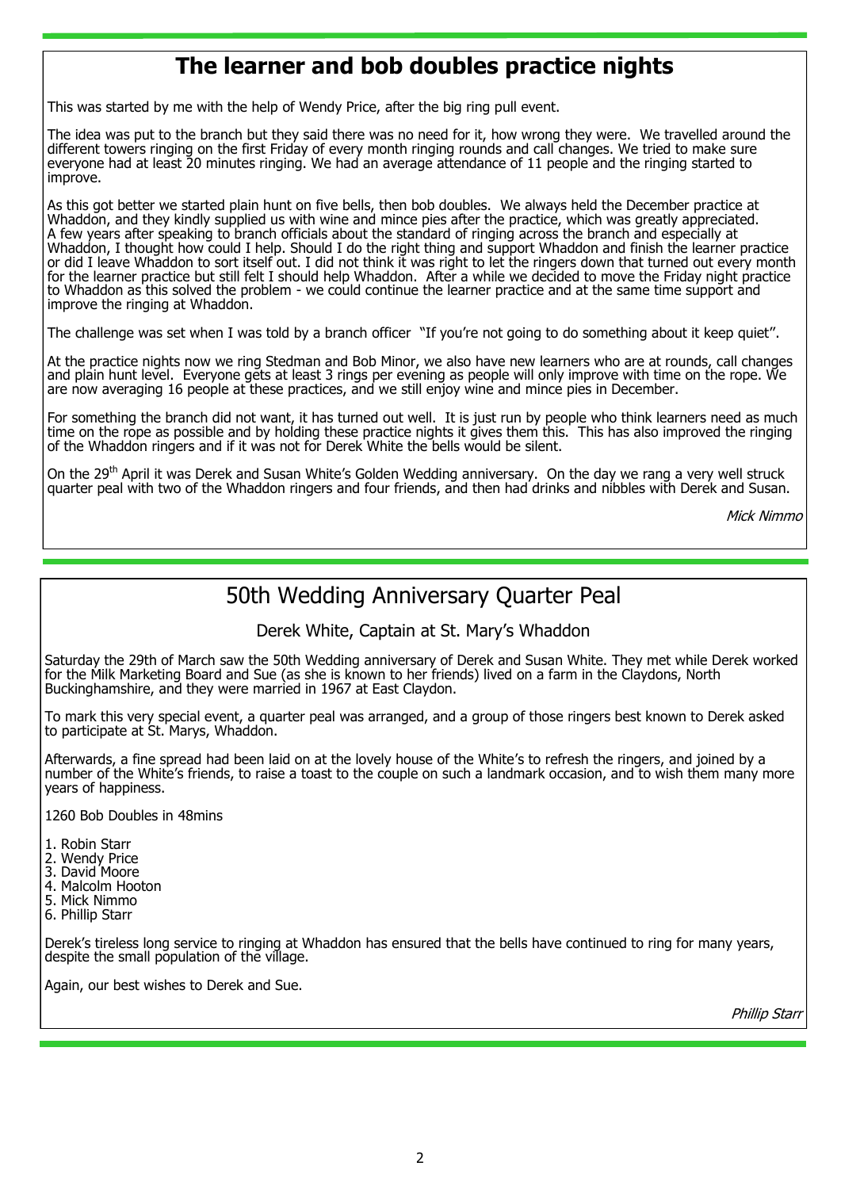# The learner and bob doubles practice nights

This was started by me with the help of Wendy Price, after the big ring pull event.

The idea was put to the branch but they said there was no need for it, how wrong they were. We travelled around the different towers ringing on the first Friday of every month ringing rounds and call changes. We tried to make sure everyone had at least 20 minutes ringing. We had an average attendance of 11 people and the ringing started to improve.

As this got better we started plain hunt on five bells, then bob doubles. We always held the December practice at Whaddon, and they kindly supplied us with wine and mince pies after the practice, which was greatly appreciated. A few years after speaking to branch officials about the standard of ringing across the branch and especially at Whaddon, I thought how could I help. Should I do the right thing and support Whaddon and finish the learner practice or did I leave Whaddon to sort itself out. I did not think it was right to let the ringers down that turned out every month for the learner practice but still felt I should help Whaddon. After a while we decided to move the Friday night practice to Whaddon as this solved the problem - we could continue the learner practice and at the same time support and improve the ringing at Whaddon.

The challenge was set when I was told by a branch officer "If you're not going to do something about it keep quiet".

At the practice nights now we ring Stedman and Bob Minor, we also have new learners who are at rounds, call changes and plain hunt level. Everyone gets at least 3 rings per evening as people will only improve with time on the rope. We are now averaging 16 people at these practices, and we still enjoy wine and mince pies in December.

For something the branch did not want, it has turned out well. It is just run by people who think learners need as much time on the rope as possible and by holding these practice nights it gives them this. This has also improved the ringing of the Whaddon ringers and if it was not for Derek White the bells would be silent.

On the 29th April it was Derek and Susan White's Golden Wedding anniversary. On the day we rang a very well struck quarter peal with two of the Whaddon ringers and four friends, and then had drinks and nibbles with Derek and Susan.

*Mick Nimmo*

# 50th Wedding Anniversary Quarter Peal

## Derek White, Captain at St. Mary's Whaddon

Saturday the 29th of March saw the 50th Wedding anniversary of Derek and Susan White. They met while Derek worked for the Milk Marketing Board and Sue (as she is known to her friends) lived on a farm in the Claydons, North Buckinghamshire, and they were married in 1967 at East Claydon.

To mark this very special event, a quarter peal was arranged, and a group of those ringers best known to Derek asked to participate at St. Marys, Whaddon.

Afterwards, a fine spread had been laid on at the lovely house of the White's to refresh the ringers, and joined by a number of the White's friends, to raise a toast to the couple on such a landmark occasion, and to wish them many more years of happiness.

1260 Bob Doubles in 48mins

1. Robin Starr
2. Wendy Price
3. David Moore
4. Malcolm Hooton
5. Mick Nimmo
6. Phillip Starr

Derek's tireless long service to ringing at Whaddon has ensured that the bells have continued to ring for many years, despite the small population of the village.

Again, our best wishes to Derek and Sue.

*Phillip Starr*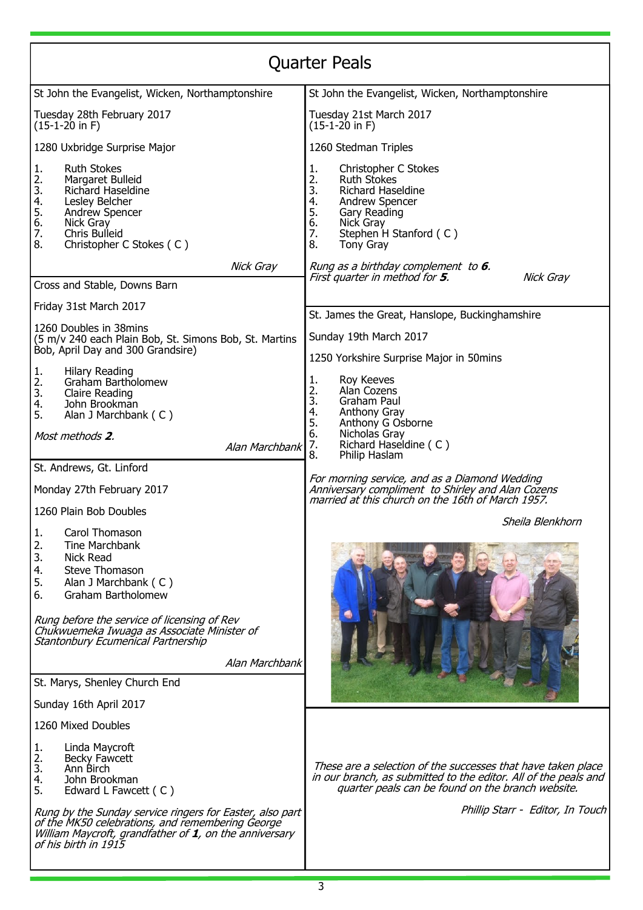# Quarter Peals

St John the Evangelist, Wicken, Northamptonshire

Tuesday 28th February 2017
(15-1-20 in F)

1280 Uxbridge Surprise Major

1. Ruth Stokes
2. Margaret Bulleid
3. Richard Haseldine
4. Lesley Belcher
5. Andrew Spencer
6. Nick Gray
7. Chris Bulleid
8. Christopher C Stokes ( C )

*Nick Gray*

---

Cross and Stable, Downs Barn

Friday 31st March 2017

1260 Doubles in 38mins
(5 m/v 240 each Plain Bob, St. Simons Bob, St. Martins Bob, April Day and 300 Grandsire)

1. Hilary Reading
2. Graham Bartholomew
3. Claire Reading
4. John Brookman
5. Alan J Marchbank ( C )

*Most methods **2**.*

*Alan Marchbank*

---

St. Andrews, Gt. Linford

Monday 27th February 2017

1260 Plain Bob Doubles

1. Carol Thomason
2. Tine Marchbank
3. Nick Read
4. Steve Thomason
5. Alan J Marchbank ( C )
6. Graham Bartholomew

*Rung before the service of licensing of Rev Chukwuemeka Iwuaga as Associate Minister of Stantonbury Ecumenical Partnership*

*Alan Marchbank*

---

St. Marys, Shenley Church End

Sunday 16th April 2017

1260 Mixed Doubles

1. Linda Maycroft
2. Becky Fawcett
3. Ann Birch
4. John Brookman
5. Edward L Fawcett ( C )

*Rung by the Sunday service ringers for Easter, also part of the MK50 celebrations, and remembering George William Maycroft, grandfather of **1**, on the anniversary of his birth in 1915*

---

St John the Evangelist, Wicken, Northamptonshire

Tuesday 21st March 2017
(15-1-20 in F)

1260 Stedman Triples

1. Christopher C Stokes
2. Ruth Stokes
3. Richard Haseldine
4. Andrew Spencer
5. Gary Reading
6. Nick Gray
7. Stephen H Stanford ( C )
8. Tony Gray

*Rung as a birthday complement to **6**.*
*First quarter in method for **5**.*

*Nick Gray*

---

St. James the Great, Hanslope, Buckinghamshire

Sunday 19th March 2017

1250 Yorkshire Surprise Major in 50mins

1. Roy Keeves
2. Alan Cozens
3. Graham Paul
4. Anthony Gray
5. Anthony G Osborne
6. Nicholas Gray
7. Richard Haseldine ( C )
8. Philip Haslam

*For morning service, and as a Diamond Wedding Anniversary compliment to Shirley and Alan Cozens married at this church on the 16th of March 1957.*

*Sheila Blenkhorn*

---

*These are a selection of the successes that have taken place in our branch, as submitted to the editor. All of the peals and quarter peals can be found on the branch website.*

*Phillip Starr - Editor, In Touch*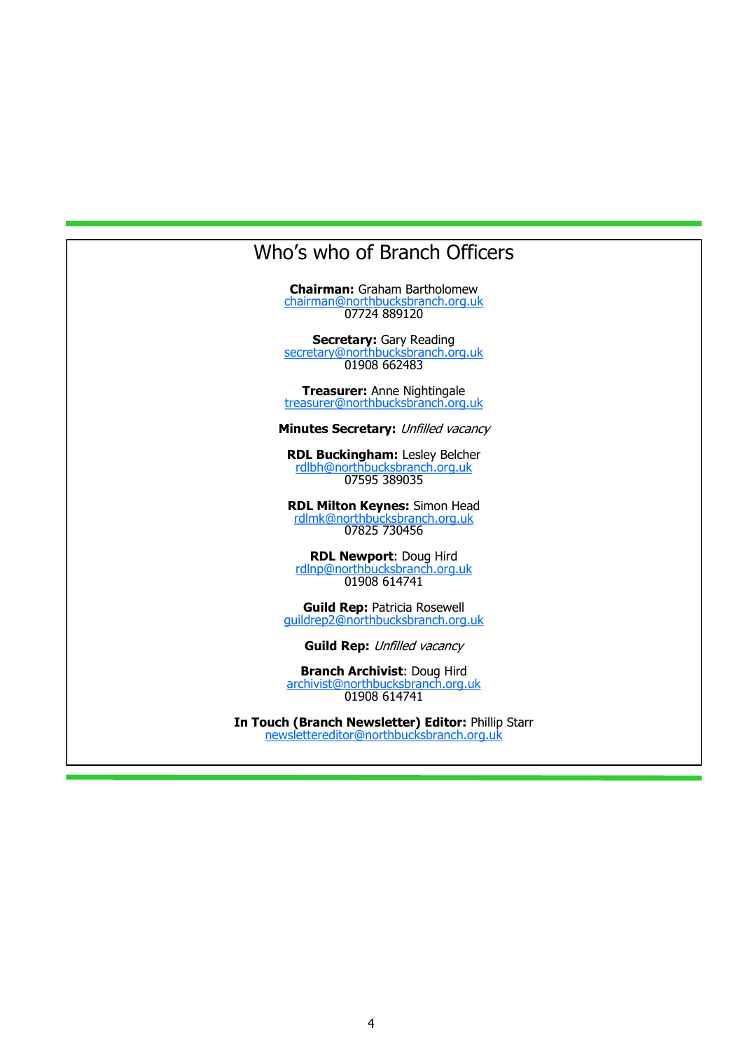# Who's who of Branch Officers

**Chairman:** Graham Bartholomew
chairman@northbucksbranch.org.uk
07724 889120

**Secretary:** Gary Reading
secretary@northbucksbranch.org.uk
01908 662483

**Treasurer:** Anne Nightingale
treasurer@northbucksbranch.org.uk

**Minutes Secretary:** *Unfilled vacancy*

**RDL Buckingham:** Lesley Belcher
rdlbh@northbucksbranch.org.uk
07595 389035

**RDL Milton Keynes:** Simon Head
rdlmk@northbucksbranch.org.uk
07825 730456

**RDL Newport**: Doug Hird
rdlnp@northbucksbranch.org.uk
01908 614741

**Guild Rep:** Patricia Rosewell
guildrep2@northbucksbranch.org.uk

**Guild Rep:** *Unfilled vacancy*

**Branch Archivist**: Doug Hird
archivist@northbucksbranch.org.uk
01908 614741

**In Touch (Branch Newsletter) Editor:** Phillip Starr
newslettereditor@northbucksbranch.org.uk